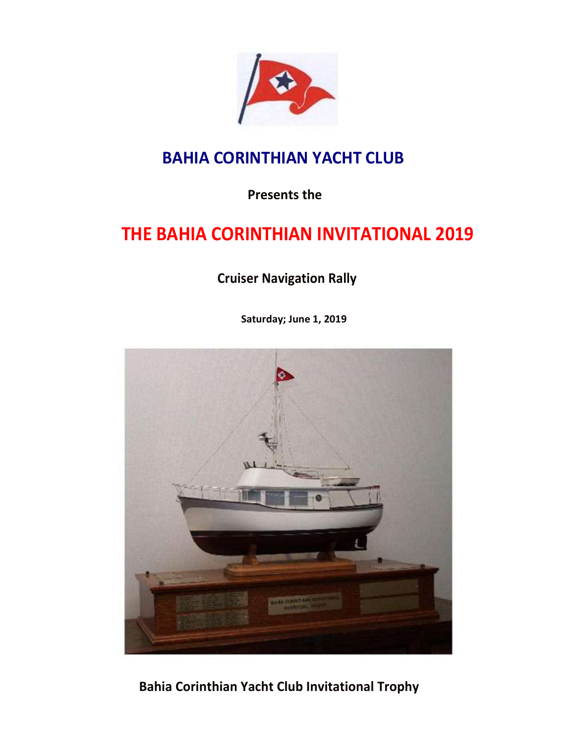# BAHIA CORINTHIAN YACHT CLUB

**Presents the**

# THE BAHIA CORINTHIAN INVITATIONAL 2019

## Cruiser Navigation Rally

**Saturday; June 1, 2019**

**Bahia Corinthian Yacht Club Invitational Trophy**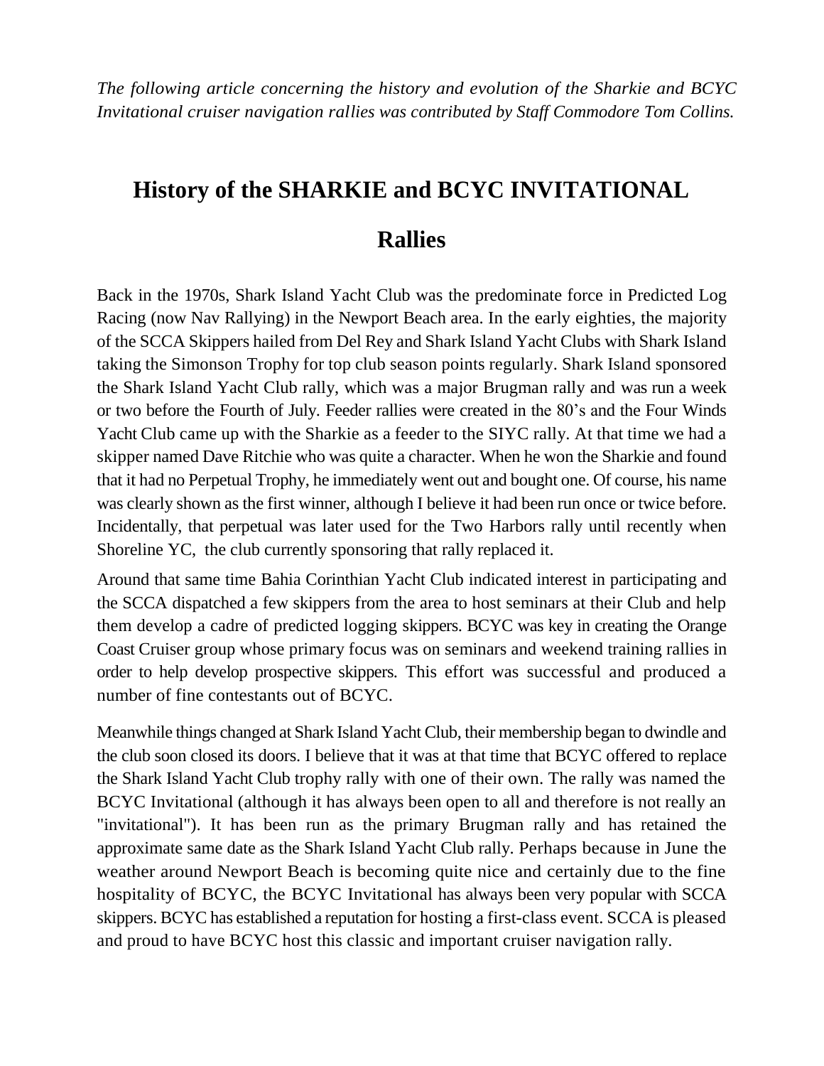*The following article concerning the history and evolution of the Sharkie and BCYC Invitational cruiser navigation rallies was contributed by Staff Commodore Tom Collins.*

# History of the SHARKIE and BCYC INVITATIONAL Rallies

Back in the 1970s, Shark Island Yacht Club was the predominate force in Predicted Log Racing (now Nav Rallying) in the Newport Beach area. In the early eighties, the majority of the SCCA Skippers hailed from Del Rey and Shark Island Yacht Clubs with Shark Island taking the Simonson Trophy for top club season points regularly. Shark Island sponsored the Shark Island Yacht Club rally, which was a major Brugman rally and was run a week or two before the Fourth of July. Feeder rallies were created in the 80's and the Four Winds Yacht Club came up with the Sharkie as a feeder to the SIYC rally. At that time we had a skipper named Dave Ritchie who was quite a character. When he won the Sharkie and found that it had no Perpetual Trophy, he immediately went out and bought one. Of course, his name was clearly shown as the first winner, although I believe it had been run once or twice before. Incidentally, that perpetual was later used for the Two Harbors rally until recently when Shoreline YC, the club currently sponsoring that rally replaced it.

Around that same time Bahia Corinthian Yacht Club indicated interest in participating and the SCCA dispatched a few skippers from the area to host seminars at their Club and help them develop a cadre of predicted logging skippers. BCYC was key in creating the Orange Coast Cruiser group whose primary focus was on seminars and weekend training rallies in order to help develop prospective skippers. This effort was successful and produced a number of fine contestants out of BCYC.

Meanwhile things changed at Shark Island Yacht Club, their membership began to dwindle and the club soon closed its doors. I believe that it was at that time that BCYC offered to replace the Shark Island Yacht Club trophy rally with one of their own. The rally was named the BCYC Invitational (although it has always been open to all and therefore is not really an "invitational"). It has been run as the primary Brugman rally and has retained the approximate same date as the Shark Island Yacht Club rally. Perhaps because in June the weather around Newport Beach is becoming quite nice and certainly due to the fine hospitality of BCYC, the BCYC Invitational has always been very popular with SCCA skippers. BCYC has established a reputation for hosting a first-class event. SCCA is pleased and proud to have BCYC host this classic and important cruiser navigation rally.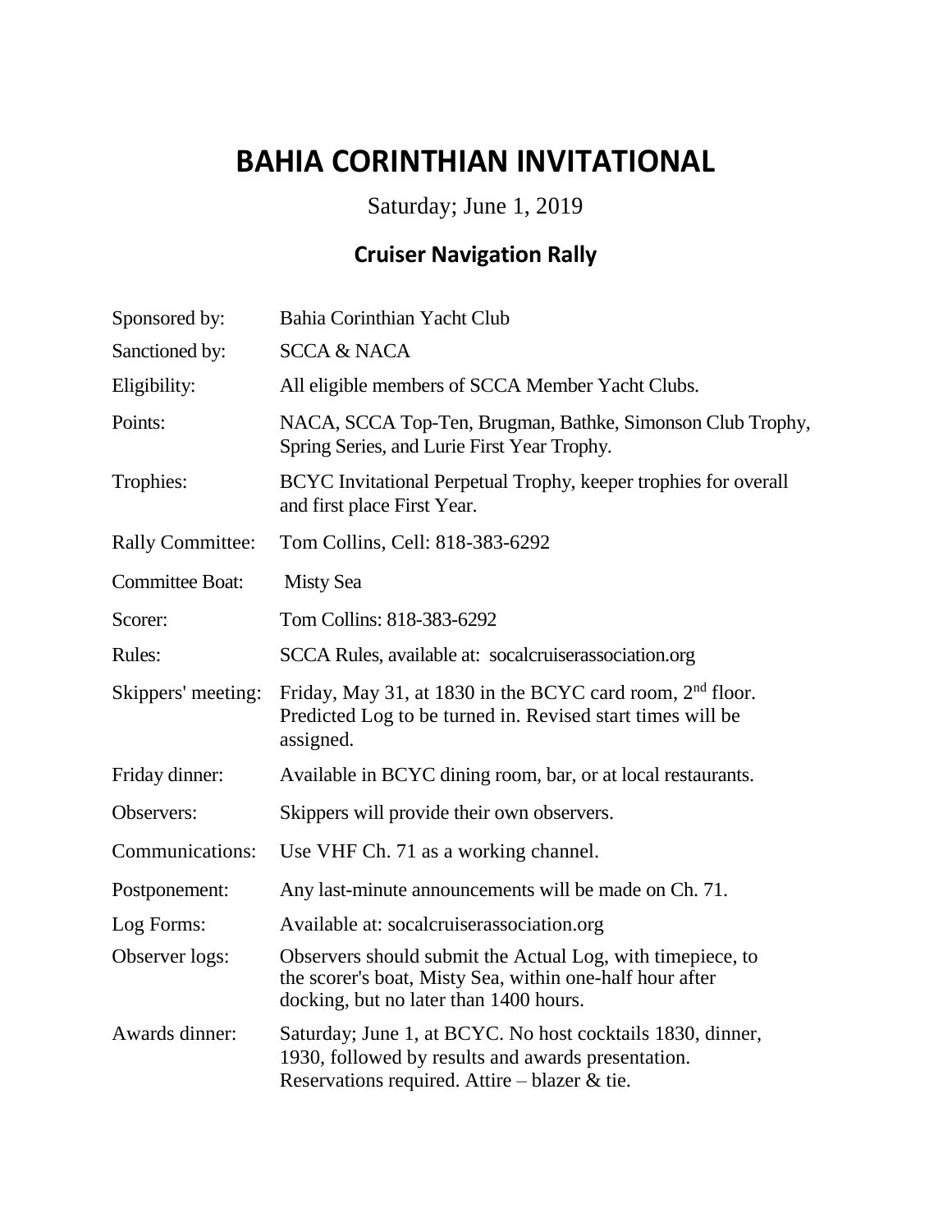# BAHIA CORINTHIAN INVITATIONAL

Saturday; June 1, 2019

## Cruiser Navigation Rally

| | |
|---|---|
| Sponsored by: | Bahia Corinthian Yacht Club |
| Sanctioned by: | SCCA & NACA |
| Eligibility: | All eligible members of SCCA Member Yacht Clubs. |
| Points: | NACA, SCCA Top-Ten, Brugman, Bathke, Simonson Club Trophy, Spring Series, and Lurie First Year Trophy. |
| Trophies: | BCYC Invitational Perpetual Trophy, keeper trophies for overall and first place First Year. |
| Rally Committee: | Tom Collins, Cell: 818-383-6292 |
| Committee Boat: | Misty Sea |
| Scorer: | Tom Collins: 818-383-6292 |
| Rules: | SCCA Rules, available at: socalcruiserassociation.org |
| Skippers' meeting: | Friday, May 31, at 1830 in the BCYC card room, 2nd floor. Predicted Log to be turned in. Revised start times will be assigned. |
| Friday dinner: | Available in BCYC dining room, bar, or at local restaurants. |
| Observers: | Skippers will provide their own observers. |
| Communications: | Use VHF Ch. 71 as a working channel. |
| Postponement: | Any last-minute announcements will be made on Ch. 71. |
| Log Forms: | Available at: socalcruiserassociation.org |
| Observer logs: | Observers should submit the Actual Log, with timepiece, to the scorer's boat, Misty Sea, within one-half hour after docking, but no later than 1400 hours. |
| Awards dinner: | Saturday; June 1, at BCYC. No host cocktails 1830, dinner, 1930, followed by results and awards presentation. Reservations required. Attire – blazer & tie. |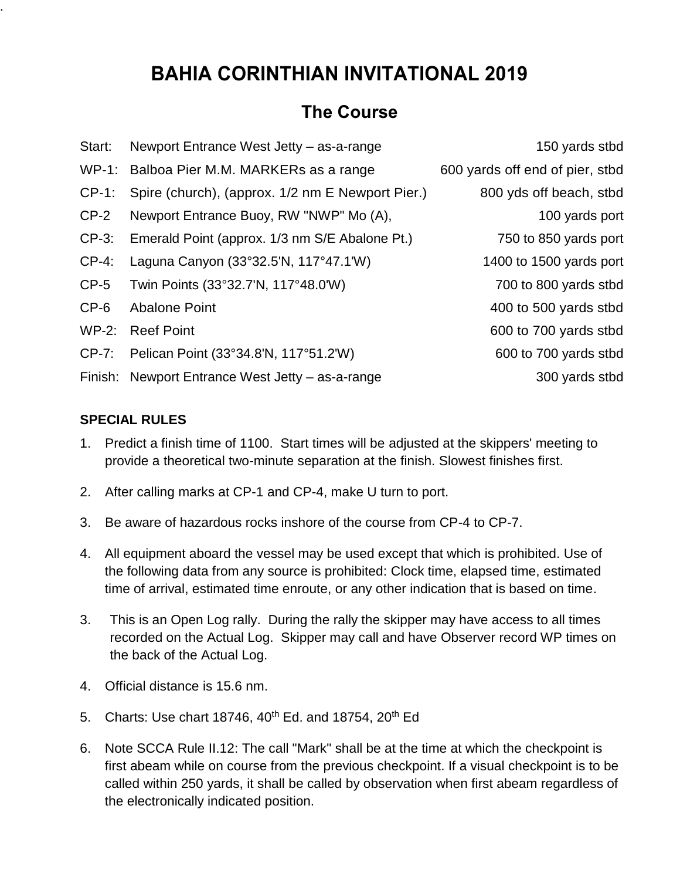# BAHIA CORINTHIAN INVITATIONAL 2019

## The Course

| | | |
|---|---|---|
| Start: | Newport Entrance West Jetty – as-a-range | 150 yards stbd |
| WP-1: | Balboa Pier M.M. MARKERs as a range | 600 yards off end of pier, stbd |
| CP-1: | Spire (church), (approx. 1/2 nm E Newport Pier.) | 800 yds off beach, stbd |
| CP-2 | Newport Entrance Buoy, RW "NWP" Mo (A), | 100 yards port |
| CP-3: | Emerald Point (approx. 1/3 nm S/E Abalone Pt.) | 750 to 850 yards port |
| CP-4: | Laguna Canyon (33°32.5'N, 117°47.1'W) | 1400 to 1500 yards port |
| CP-5 | Twin Points (33°32.7'N, 117°48.0'W) | 700 to 800 yards stbd |
| CP-6 | Abalone Point | 400 to 500 yards stbd |
| WP-2: | Reef Point | 600 to 700 yards stbd |
| CP-7: | Pelican Point (33°34.8'N, 117°51.2'W) | 600 to 700 yards stbd |
| Finish: | Newport Entrance West Jetty – as-a-range | 300 yards stbd |

**SPECIAL RULES**

1. Predict a finish time of 1100. Start times will be adjusted at the skippers' meeting to provide a theoretical two-minute separation at the finish. Slowest finishes first.

2. After calling marks at CP-1 and CP-4, make U turn to port.

3. Be aware of hazardous rocks inshore of the course from CP-4 to CP-7.

4. All equipment aboard the vessel may be used except that which is prohibited. Use of the following data from any source is prohibited: Clock time, elapsed time, estimated time of arrival, estimated time enroute, or any other indication that is based on time.

3. This is an Open Log rally. During the rally the skipper may have access to all times recorded on the Actual Log. Skipper may call and have Observer record WP times on the back of the Actual Log.

4. Official distance is 15.6 nm.

5. Charts: Use chart 18746, 40th Ed. and 18754, 20th Ed

6. Note SCCA Rule II.12: The call "Mark" shall be at the time at which the checkpoint is first abeam while on course from the previous checkpoint. If a visual checkpoint is to be called within 250 yards, it shall be called by observation when first abeam regardless of the electronically indicated position.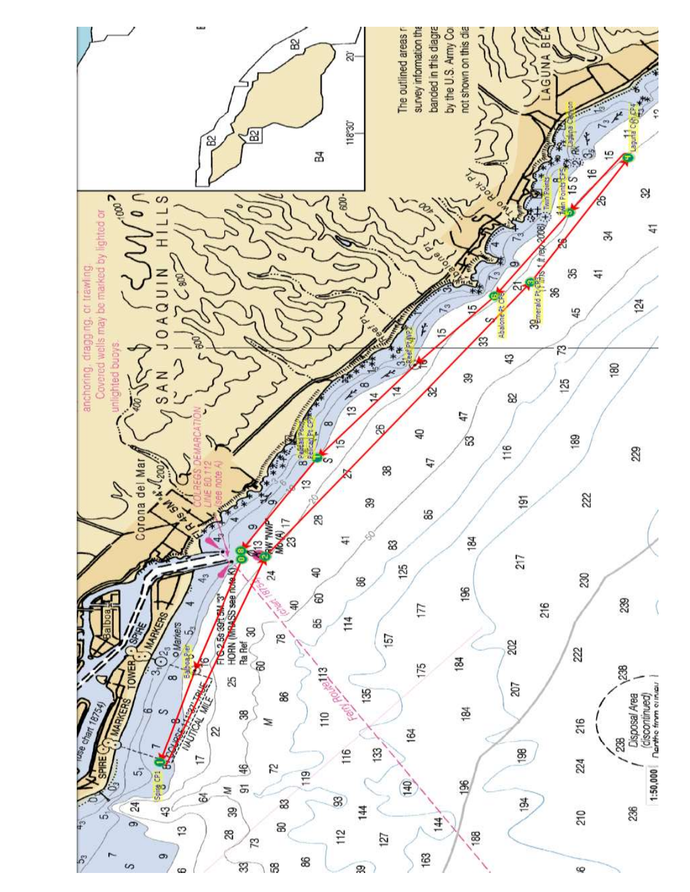anchoring, dragging, or trawling. Covered wells may be marked by lighted or unlighted buoys.

The outlined areas r... survey information tha... banded in this diagra... by the U.S. Army Co... not shown on this dia...

SAN JOAQUIN HILLS

Corona del Mar

LAGUNA BEA...

COLREGS DEMARCATION LINE 80.112 (see note A)

Ferry Route

Disposal Area (discontinued)

1:50,000

Spire CP1

Balboa Pier

Pelican Point / Pelican Pt CP7

Reef Pt WP2

Abalone Pt CP6

Emerald Pt CP3

Twin Points CP5

Laguna Canyon

Laguna CP4

FI G 2.5s 39ft 5M "3" HORN (MRASS see note K)

RW "NWP" Mo (A)

COURSE 118°22' TRUE 1 NAUTICAL MILE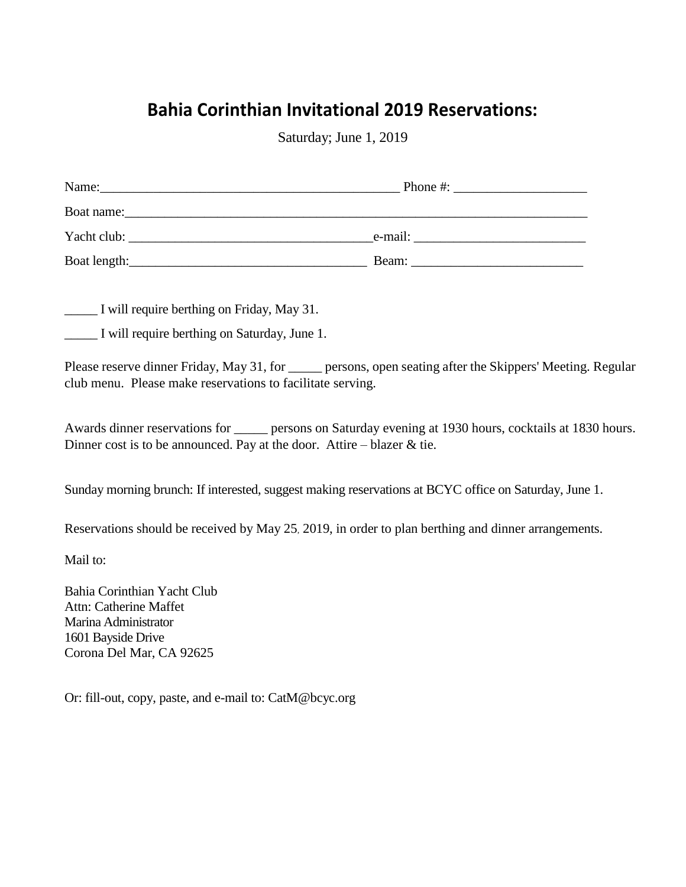# Bahia Corinthian Invitational 2019 Reservations:

Saturday; June 1, 2019

Name:_______________________________________________ Phone #: ____________________

Boat name:_______________________________________________________________________

Yacht club: _____________________________________e-mail: __________________________

Boat length:____________________________________ Beam: __________________________

_____ I will require berthing on Friday, May 31.

_____ I will require berthing on Saturday, June 1.

Please reserve dinner Friday, May 31, for _____ persons, open seating after the Skippers' Meeting. Regular club menu. Please make reservations to facilitate serving.

Awards dinner reservations for _____ persons on Saturday evening at 1930 hours, cocktails at 1830 hours. Dinner cost is to be announced. Pay at the door. Attire – blazer & tie.

Sunday morning brunch: If interested, suggest making reservations at BCYC office on Saturday, June 1.

Reservations should be received by May 25, 2019, in order to plan berthing and dinner arrangements.

Mail to:

Bahia Corinthian Yacht Club
Attn: Catherine Maffet
Marina Administrator
1601 Bayside Drive
Corona Del Mar, CA 92625

Or: fill-out, copy, paste, and e-mail to: CatM@bcyc.org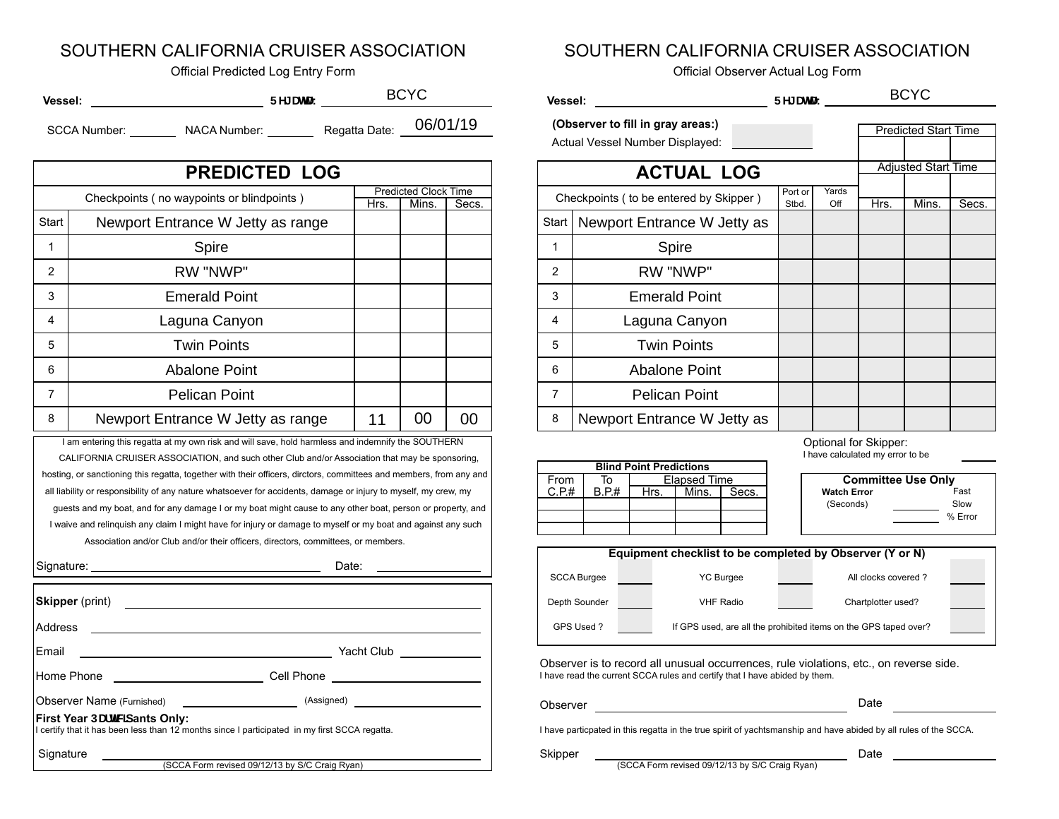# SOUTHERN CALIFORNIA CRUISER ASSOCIATION

Official Predicted Log Entry Form

**Vessel:** ____________ **Regatta:** BCYC

SCCA Number: ______ NACA Number: ______ Regatta Date: 06/01/19

## PREDICTED LOG

| | Checkpoints ( no waypoints or blindpoints ) | Predicted Clock Time | | |
|---|---|---|---|---|
| | | Hrs. | Mins. | Secs. |
| Start | Newport Entrance W Jetty as range | | | |
| 1 | Spire | | | |
| 2 | RW "NWP" | | | |
| 3 | Emerald Point | | | |
| 4 | Laguna Canyon | | | |
| 5 | Twin Points | | | |
| 6 | Abalone Point | | | |
| 7 | Pelican Point | | | |
| 8 | Newport Entrance W Jetty as range | 11 | 00 | 00 |

I am entering this regatta at my own risk and will save, hold harmless and indemnify the SOUTHERN CALIFORNIA CRUISER ASSOCIATION, and such other Club and/or Association that may be sponsoring, hosting, or sanctioning this regatta, together with their officers, dirctors, committees and members, from any and all liability or responsibility of any nature whatsoever for accidents, damage or injury to myself, my crew, my guests and my boat, and for any damage I or my boat might cause to any other boat, person or property, and I waive and relinquish any claim I might have for injury or damage to myself or my boat and against any such Association and/or Club and/or their officers, directors, committees, or members.

Signature: ____________ Date: ________

**Skipper** (print) ____________

Address ____________

Email ____________ Yacht Club ________

Home Phone ____________ Cell Phone ____________

Observer Name (Furnished) ____________ (Assigned) ____________

**First Year Participants Only:**
I certify that it has been less than 12 months since I participated in my first SCCA regatta.

Signature ____________

(SCCA Form revised 09/12/13 by S/C Craig Ryan)

# SOUTHERN CALIFORNIA CRUISER ASSOCIATION

Official Observer Actual Log Form

**Vessel:** ____________ **Regatta:** BCYC

**(Observer to fill in gray areas:)**
Actual Vessel Number Displayed: ________

| Predicted Start Time | | |
|---|---|---|
| | | |
| **Adjusted Start Time** | | |
| | | |

## ACTUAL LOG

| | Checkpoints ( to be entered by Skipper ) | Port or Stbd. | Yards Off | Hrs. | Mins. | Secs. |
|---|---|---|---|---|---|---|
| Start | Newport Entrance W Jetty as | | | | | |
| 1 | Spire | | | | | |
| 2 | RW "NWP" | | | | | |
| 3 | Emerald Point | | | | | |
| 4 | Laguna Canyon | | | | | |
| 5 | Twin Points | | | | | |
| 6 | Abalone Point | | | | | |
| 7 | Pelican Point | | | | | |
| 8 | Newport Entrance W Jetty as | | | | | |

Optional for Skipper:
I have calculated my error to be ________

**Blind Point Predictions**

| From C.P.# | To B.P.# | Elapsed Time Hrs. | Mins. | Secs. |
|---|---|---|---|---|
| | | | | |
| | | | | |
| | | | | |

**Committee Use Only**

**Watch Error** (Seconds) ________ Fast / ________ Slow
% Error

**Equipment checklist to be completed by Observer (Y or N)**

| | | | | | |
|---|---|---|---|---|---|
| SCCA Burgee | | YC Burgee | | All clocks covered ? | |
| Depth Sounder | | VHF Radio | | Chartplotter used? | |
| GPS Used ? | | If GPS used, are all the prohibited items on the GPS taped over? | | | |

Observer is to record all unusual occurrences, rule violations, etc., on reverse side.
I have read the current SCCA rules and certify that I have abided by them.

Observer ____________ Date ________

I have particpated in this regatta in the true spirit of yachtsmanship and have abided by all rules of the SCCA.

Skipper ____________ Date ________

(SCCA Form revised 09/12/13 by S/C Craig Ryan)